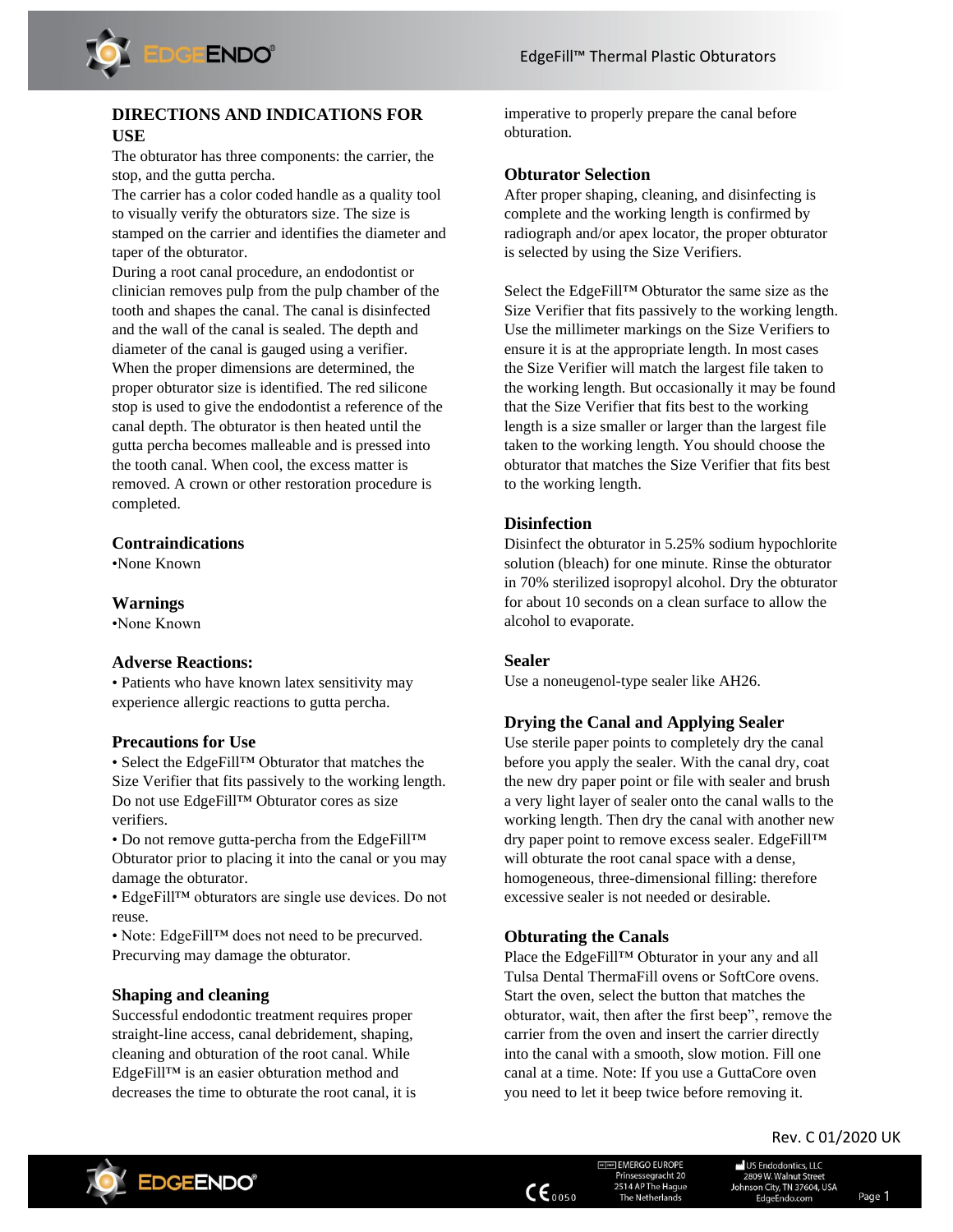## DIRECTIONS AND INDICATIONS FOR USE

The obturator has three components: the carrier, the stop, and the gutta percha.

The carrier has a color coded handle as a quality tool to visually verify the obturators size. The size is stamped on the carrier and identifies the diameter and taper of the obturator.

During a root canal procedure, an endodontist or clinician removes pulp from the pulp chamber of the tooth and shapes the canal. The canal is disinfected and the wall of the canal is sealed. The depth and diameter of the canal is gauged using a verifier. When the proper dimensions are determined, the proper obturator size is identified. The red silicone stop is used to give the endodontist a reference of the canal depth. The obturator is then heated until the gutta percha becomes malleable and is pressed into the tooth canal. When cool, the excess matter is removed. A crown or other restoration procedure is completed.

### Contraindications

•None Known

### Warnings

•None Known

### Adverse Reactions:

• Patients who have known latex sensitivity may experience allergic reactions to gutta percha.

### Precautions for Use

• Select the EdgeFill™ Obturator that matches the Size Verifier that fits passively to the working length. Do not use EdgeFill™ Obturator cores as size verifiers.

• Do not remove gutta-percha from the EdgeFill™ Obturator prior to placing it into the canal or you may damage the obturator.

• EdgeFill™ obturators are single use devices. Do not reuse.

• Note: EdgeFill™ does not need to be precurved. Precurving may damage the obturator.

### Shaping and cleaning

Successful endodontic treatment requires proper straight-line access, canal debridement, shaping, cleaning and obturation of the root canal. While EdgeFill™ is an easier obturation method and decreases the time to obturate the root canal, it is imperative to properly prepare the canal before obturation.

### Obturator Selection

After proper shaping, cleaning, and disinfecting is complete and the working length is confirmed by radiograph and/or apex locator, the proper obturator is selected by using the Size Verifiers.

Select the EdgeFill™ Obturator the same size as the Size Verifier that fits passively to the working length. Use the millimeter markings on the Size Verifiers to ensure it is at the appropriate length. In most cases the Size Verifier will match the largest file taken to the working length. But occasionally it may be found that the Size Verifier that fits best to the working length is a size smaller or larger than the largest file taken to the working length. You should choose the obturator that matches the Size Verifier that fits best to the working length.

### Disinfection

Disinfect the obturator in 5.25% sodium hypochlorite solution (bleach) for one minute. Rinse the obturator in 70% sterilized isopropyl alcohol. Dry the obturator for about 10 seconds on a clean surface to allow the alcohol to evaporate.

### Sealer

Use a noneugenol-type sealer like AH26.

### Drying the Canal and Applying Sealer

Use sterile paper points to completely dry the canal before you apply the sealer. With the canal dry, coat the new dry paper point or file with sealer and brush a very light layer of sealer onto the canal walls to the working length. Then dry the canal with another new dry paper point to remove excess sealer. EdgeFill™ will obturate the root canal space with a dense, homogeneous, three-dimensional filling: therefore excessive sealer is not needed or desirable.

### Obturating the Canals

Place the EdgeFill™ Obturator in your any and all Tulsa Dental ThermaFill ovens or SoftCore ovens. Start the oven, select the button that matches the obturator, wait, then after the first beep", remove the carrier from the oven and insert the carrier directly into the canal with a smooth, slow motion. Fill one canal at a time. Note: If you use a GuttaCore oven you need to let it beep twice before removing it.

Rev. C 01/2020 UK

EMERGO EUROPE
Prinsessegracht 20
2514 AP The Hague
The Netherlands

US Endodontics, LLC
2809 W. Walnut Street
Johnson City, TN 37604, USA
EdgeEndo.com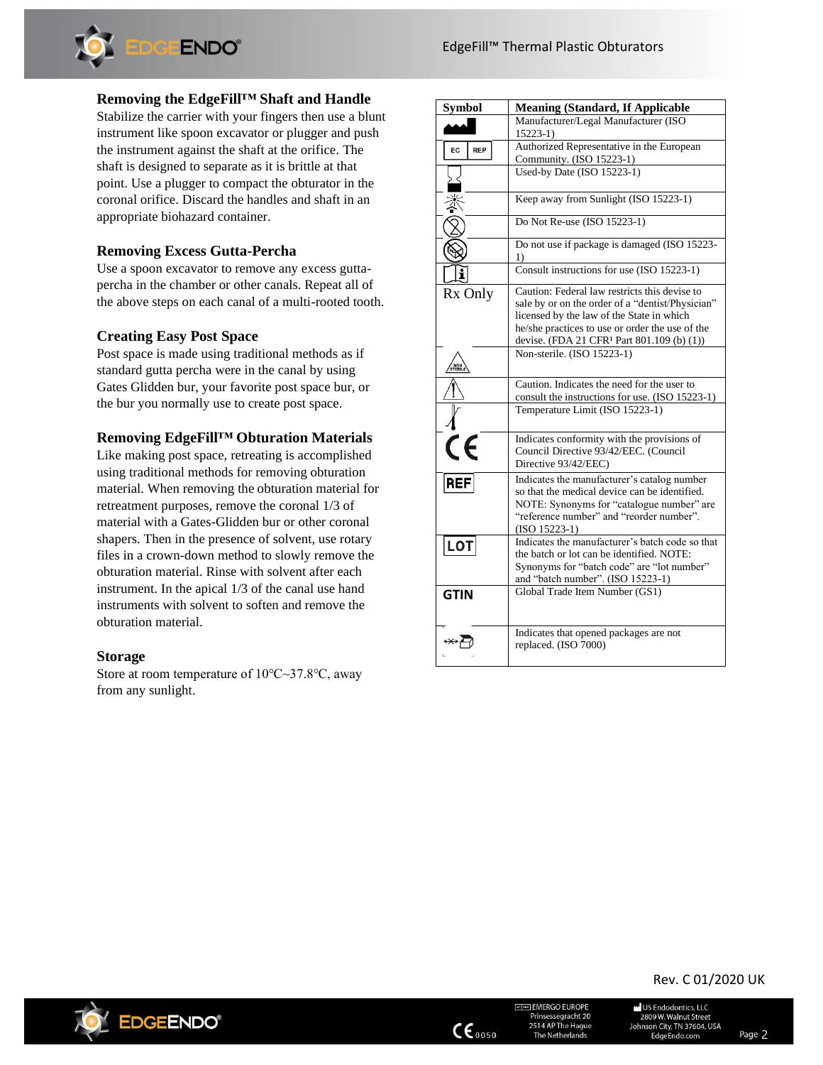### Removing the EdgeFill™ Shaft and Handle

Stabilize the carrier with your fingers then use a blunt instrument like spoon excavator or plugger and push the instrument against the shaft at the orifice. The shaft is designed to separate as it is brittle at that point. Use a plugger to compact the obturator in the coronal orifice. Discard the handles and shaft in an appropriate biohazard container.

### Removing Excess Gutta-Percha

Use a spoon excavator to remove any excess gutta-percha in the chamber or other canals. Repeat all of the above steps on each canal of a multi-rooted tooth.

### Creating Easy Post Space

Post space is made using traditional methods as if standard gutta percha were in the canal by using Gates Glidden bur, your favorite post space bur, or the bur you normally use to create post space.

### Removing EdgeFill™ Obturation Materials

Like making post space, retreating is accomplished using traditional methods for removing obturation material. When removing the obturation material for retreatment purposes, remove the coronal 1/3 of material with a Gates-Glidden bur or other coronal shapers. Then in the presence of solvent, use rotary files in a crown-down method to slowly remove the obturation material. Rinse with solvent after each instrument. In the apical 1/3 of the canal use hand instruments with solvent to soften and remove the obturation material.

### Storage

Store at room temperature of 10℃~37.8℃, away from any sunlight.

| Symbol | Meaning (Standard, If Applicable |
|---|---|
| | Manufacturer/Legal Manufacturer (ISO 15223-1) |
| EC REP | Authorized Representative in the European Community. (ISO 15223-1) |
| | Used-by Date (ISO 15223-1) |
| | Keep away from Sunlight (ISO 15223-1) |
| | Do Not Re-use (ISO 15223-1) |
| | Do not use if package is damaged (ISO 15223-1) |
| | Consult instructions for use (ISO 15223-1) |
| Rx Only | Caution: Federal law restricts this devise to sale by or on the order of a "dentist/Physician" licensed by the law of the State in which he/she practices to use or order the use of the devise. (FDA 21 CFR[1] Part 801.109 (b) (1)) |
| NON STERILE | Non-sterile. (ISO 15223-1) |
| | Caution. Indicates the need for the user to consult the instructions for use. (ISO 15223-1) |
| | Temperature Limit (ISO 15223-1) |
| CE | Indicates conformity with the provisions of Council Directive 93/42/EEC. (Council Directive 93/42/EEC) |
| REF | Indicates the manufacturer's catalog number so that the medical device can be identified. NOTE: Synonyms for "catalogue number" are "reference number" and "reorder number". (ISO 15223-1) |
| LOT | Indicates the manufacturer's batch code so that the batch or lot can be identified. NOTE: Synonyms for "batch code" are "lot number" and "batch number". (ISO 15223-1) |
| GTIN | Global Trade Item Number (GS1) |
| | Indicates that opened packages are not replaced. (ISO 7000) |

Rev. C 01/2020 UK

EC REP EMERGO EUROPE
Prinsessegracht 20
2514 AP The Hague
The Netherlands

CE 0050

US Endodontics, LLC
2809 W. Walnut Street
Johnson City, TN 37604, USA
EdgeEndo.com